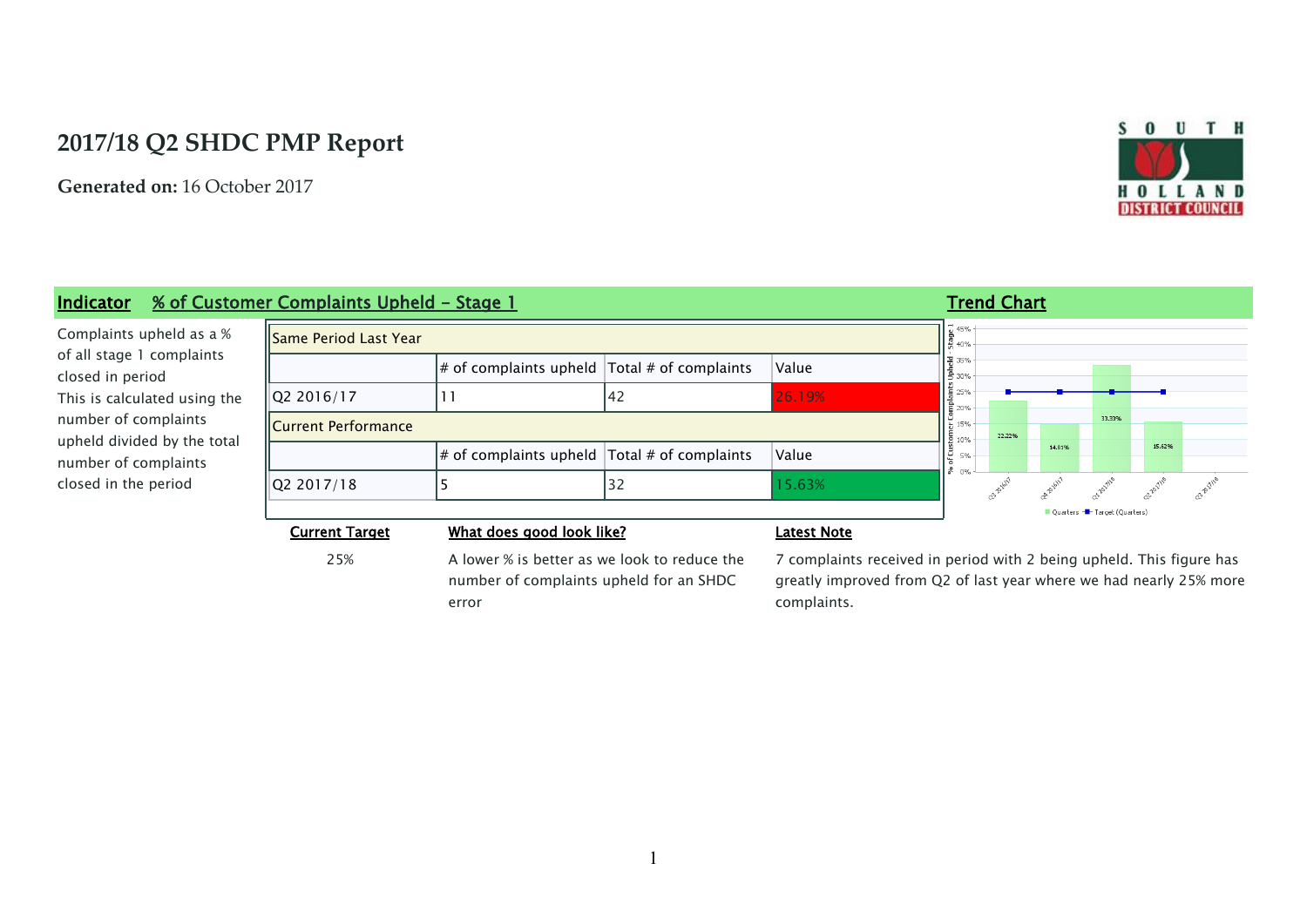# 2017/18 Q2 SHDC PMP Report

**Generated on:** 16 October 2017

## Indicator — % of Customer Complaints Upheld - Stage 1

Complaints upheld as a % of all stage 1 complaints closed in period
This is calculated using the number of complaints upheld divided by the total number of complaints closed in the period

| Same Period Last Year | | | |
|---|---|---|---|
| | # of complaints upheld | Total # of complaints | Value |
| Q2 2016/17 | 11 | 42 | 26.19% |
| **Current Performance** | | | |
| | # of complaints upheld | Total # of complaints | Value |
| Q2 2017/18 | 5 | 32 | 15.63% |

### Trend Chart

| Quarter | Quarters | Target (Quarters) |
|---|---|---|
| Q2 2016/17 | 22.22% | 25% |
| Q4 2016/17 | 14.81% | 25% |
| Q1 2017/18 | 33.33% | 25% |
| Q2 2017/18 | 15.62% | 25% |
| Q3 2017/18 | | |

**Current Target**

25%

**What does good look like?**

A lower % is better as we look to reduce the number of complaints upheld for an SHDC error

**Latest Note**

7 complaints received in period with 2 being upheld. This figure has greatly improved from Q2 of last year where we had nearly 25% more complaints.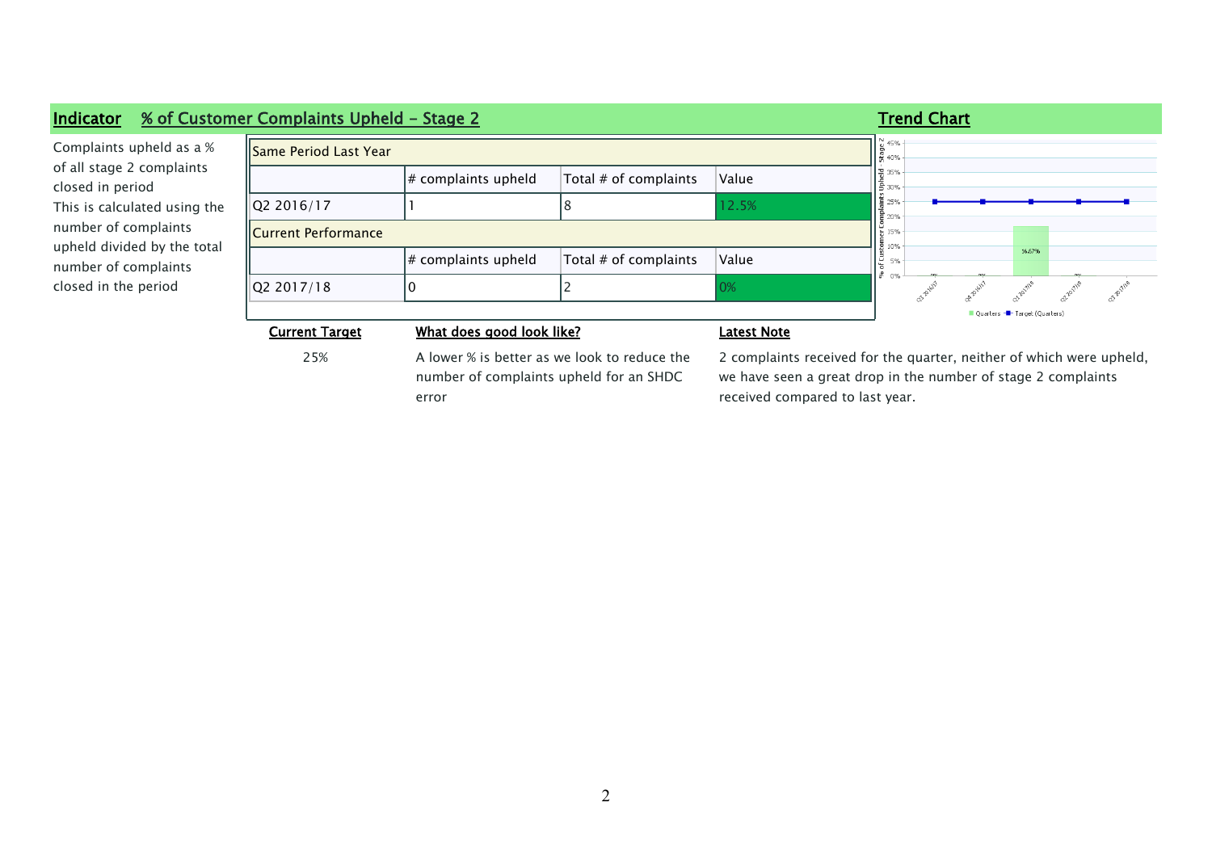## Indicator % of Customer Complaints Upheld - Stage 2

Complaints upheld as a % of all stage 2 complaints closed in period
This is calculated using the number of complaints upheld divided by the total number of complaints closed in the period

| Same Period Last Year | | | |
|---|---|---|---|
| | # complaints upheld | Total # of complaints | Value |
| Q2 2016/17 | 1 | 8 | 12.5% |
| **Current Performance** | | | |
| | # complaints upheld | Total # of complaints | Value |
| Q2 2017/18 | 0 | 2 | 0% |

## Trend Chart

**Current Target**

25%

**What does good look like?**

A lower % is better as we look to reduce the number of complaints upheld for an SHDC error

**Latest Note**

2 complaints received for the quarter, neither of which were upheld, we have seen a great drop in the number of stage 2 complaints received compared to last year.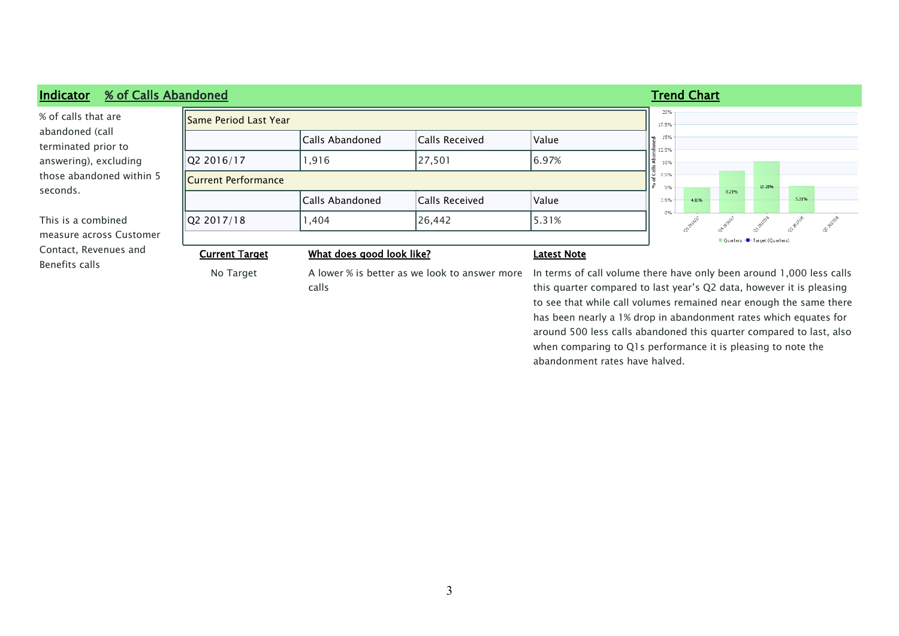## Indicator % of Calls Abandoned

% of calls that are abandoned (call terminated prior to answering), excluding those abandoned within 5 seconds.

This is a combined measure across Customer Contact, Revenues and Benefits calls

| Same Period Last Year | | | |
|---|---|---|---|
| | Calls Abandoned | Calls Received | Value |
| Q2 2016/17 | 1,916 | 27,501 | 6.97% |
| **Current Performance** | | | |
| | Calls Abandoned | Calls Received | Value |
| Q2 2017/18 | 1,404 | 26,442 | 5.31% |

### Trend Chart

| Quarter | % of Calls Abandoned |
|---|---|
| Q3 2016/17 | 4.82% |
| Q4 2016/17 | 8.21% |
| Q1 2017/18 | 10.15% |
| Q2 2017/18 | 5.31% |
| Q3 2017/18 | |

Quarters — Target (Quarters)

**Current Target**

No Target

**What does good look like?**

A lower % is better as we look to answer more calls

**Latest Note**

In terms of call volume there have only been around 1,000 less calls this quarter compared to last year's Q2 data, however it is pleasing to see that while call volumes remained near enough the same there has been nearly a 1% drop in abandonment rates which equates for around 500 less calls abandoned this quarter compared to last, also when comparing to Q1s performance it is pleasing to note the abandonment rates have halved.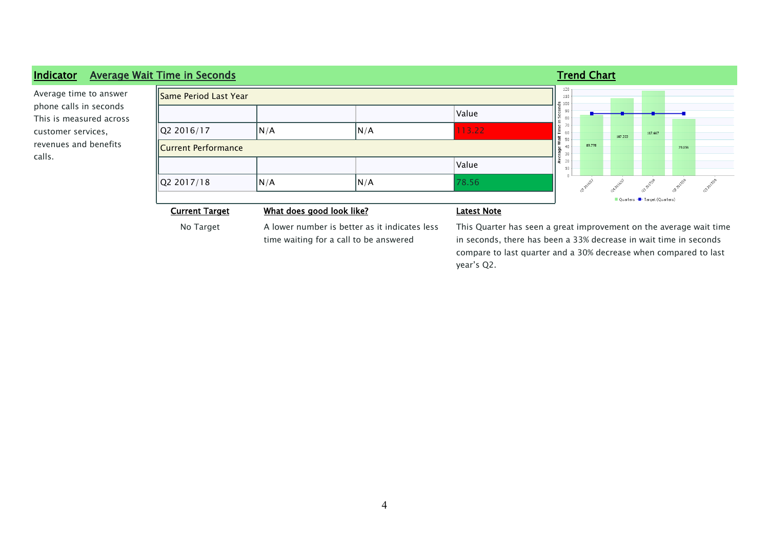## Indicator Average Wait Time in Seconds

Average time to answer phone calls in seconds This is measured across customer services, revenues and benefits calls.

| Same Period Last Year | | | |
|---|---|---|---|
| | | | Value |
| Q2 2016/17 | N/A | N/A | 113.22 |
| **Current Performance** | | | |
| | | | Value |
| Q2 2017/18 | N/A | N/A | 78.56 |

### Trend Chart

Average Wait Time in Seconds: Q3 2016/17: 83.778; Q4 2016/17: 107.222; Q1 2017/18: 117.667; Q2 2017/18: 78.556; Q3 2017/18

Quarters — Target (Quarters)

**Current Target**

No Target

**What does good look like?**

A lower number is better as it indicates less time waiting for a call to be answered

**Latest Note**

This Quarter has seen a great improvement on the average wait time in seconds, there has been a 33% decrease in wait time in seconds compare to last quarter and a 30% decrease when compared to last year's Q2.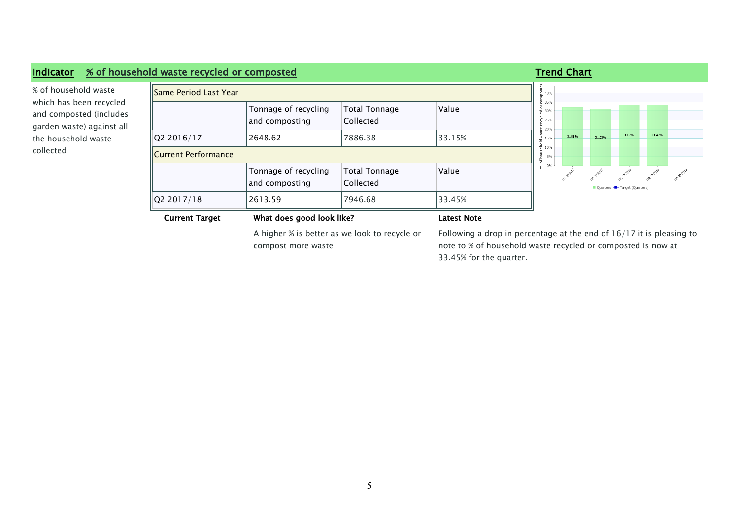## Indicator % of household waste recycled or composted

% of household waste which has been recycled and composted (includes garden waste) against all the household waste collected

| Same Period Last Year | | | |
|---|---|---|---|
| | Tonnage of recycling and composting | Total Tonnage Collected | Value |
| Q2 2016/17 | 2648.62 | 7886.38 | 33.15% |
| **Current Performance** | | | |
| | Tonnage of recycling and composting | Total Tonnage Collected | Value |
| Q2 2017/18 | 2613.59 | 7946.68 | 33.45% |

## Trend Chart

| Quarter | % of household waste recycled or composted |
|---|---|
| Q3 2016/17 | 31.89% |
| Q4 2016/17 | 31.03% |
| Q1 2017/18 | 33.5% |
| Q2 2017/18 | 33.45% |
| Q3 2017/18 | |

Quarters — Target (Quarters)

**Current Target**

**What does good look like?**

A higher % is better as we look to recycle or compost more waste

**Latest Note**

Following a drop in percentage at the end of 16/17 it is pleasing to note to % of household waste recycled or composted is now at 33.45% for the quarter.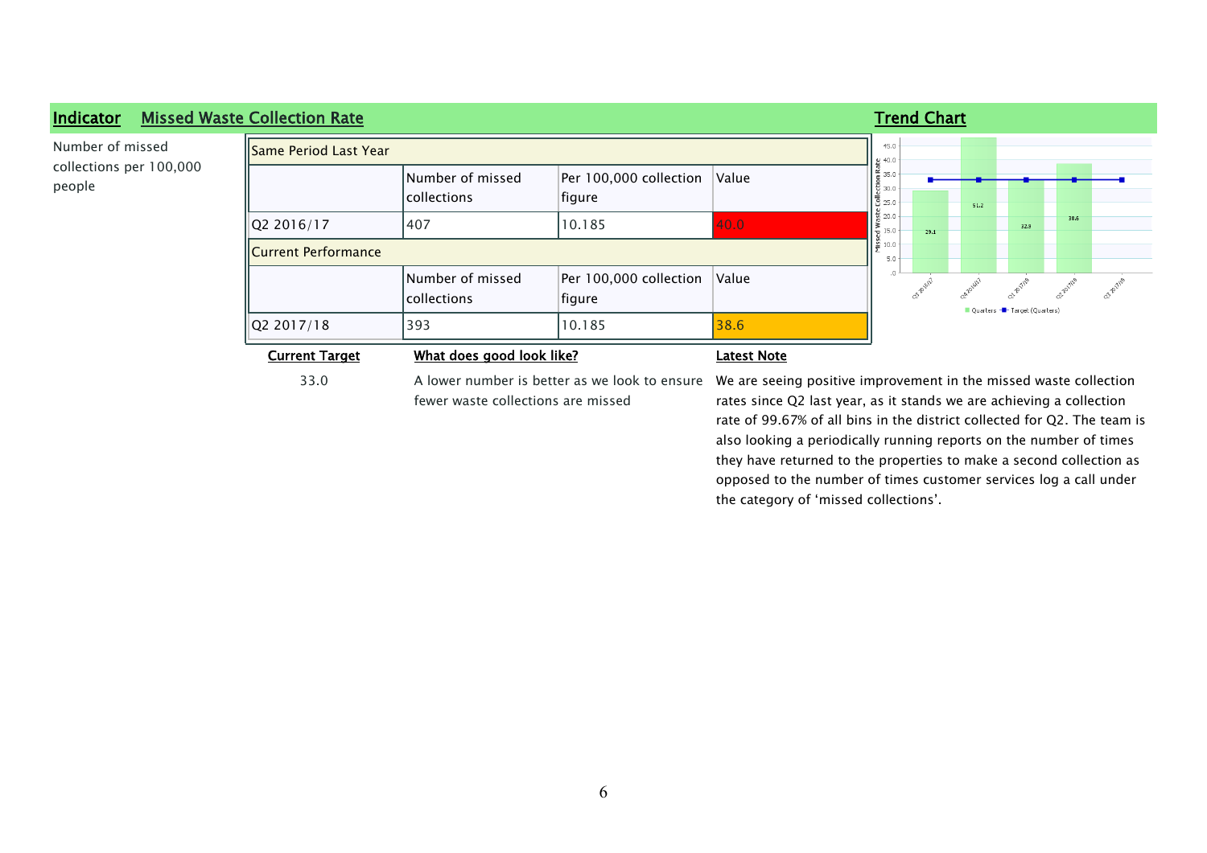## Indicator — Missed Waste Collection Rate

Number of missed collections per 100,000 people

| Same Period Last Year | | | |
|---|---|---|---|
| | Number of missed collections | Per 100,000 collection figure | Value |
| Q2 2016/17 | 407 | 10.185 | 40.0 |
| **Current Performance** | | | |
| | Number of missed collections | Per 100,000 collection figure | Value |
| Q2 2017/18 | 393 | 10.185 | 38.6 |

**Trend Chart**

**Current Target**

33.0

**What does good look like?**

A lower number is better as we look to ensure fewer waste collections are missed

**Latest Note**

We are seeing positive improvement in the missed waste collection rates since Q2 last year, as it stands we are achieving a collection rate of 99.67% of all bins in the district collected for Q2. The team is also looking a periodically running reports on the number of times they have returned to the properties to make a second collection as opposed to the number of times customer services log a call under the category of 'missed collections'.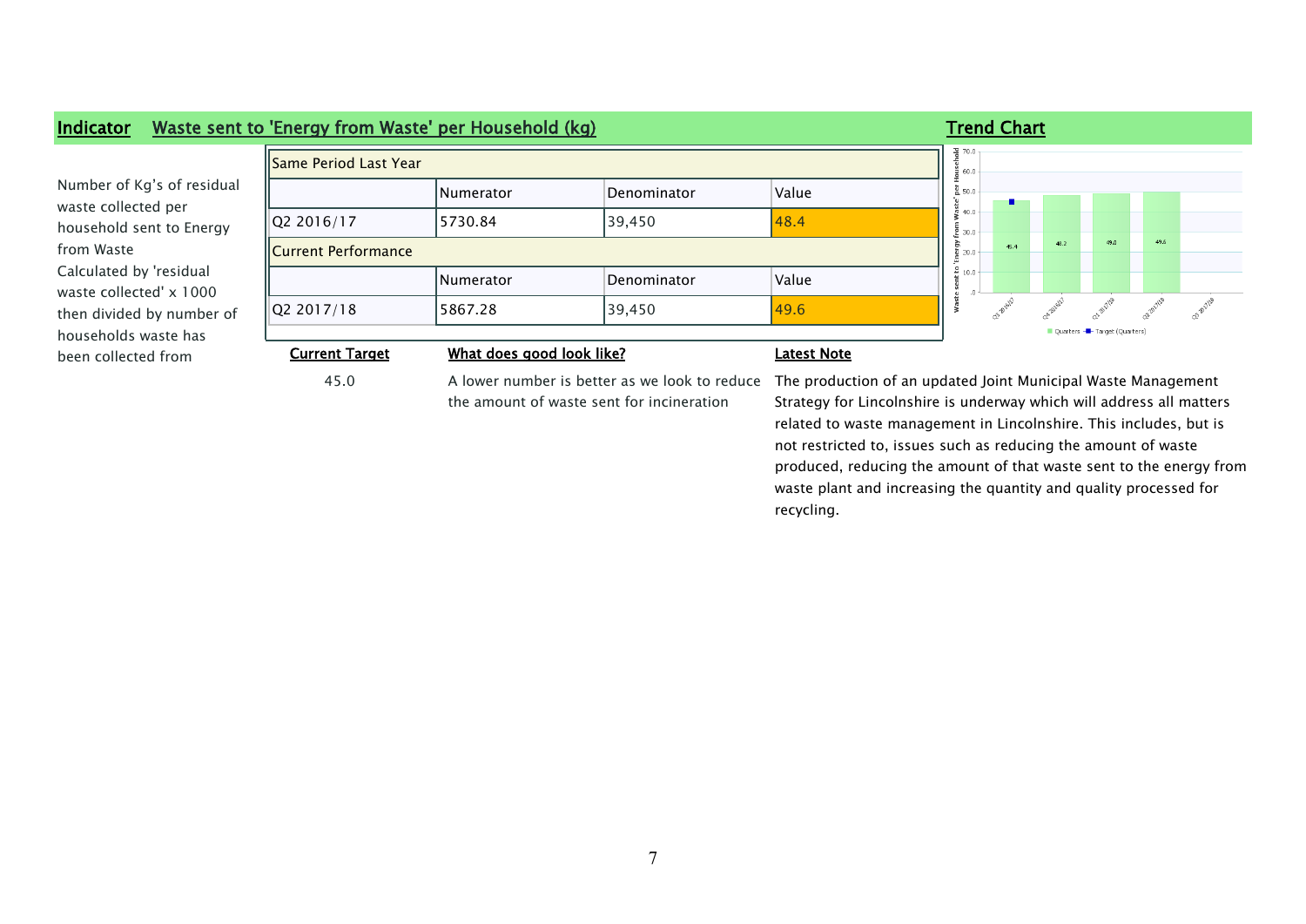## Indicator — Waste sent to 'Energy from Waste' per Household (kg)

Number of Kg's of residual waste collected per household sent to Energy from Waste
Calculated by 'residual waste collected' x 1000 then divided by number of households waste has been collected from

| Same Period Last Year | | | |
|---|---|---|---|
| | Numerator | Denominator | Value |
| Q2 2016/17 | 5730.84 | 39,450 | 48.4 |
| **Current Performance** | | | |
| | Numerator | Denominator | Value |
| Q2 2017/18 | 5867.28 | 39,450 | 49.6 |

**Current Target**

45.0

**What does good look like?**

A lower number is better as we look to reduce the amount of waste sent for incineration

**Latest Note**

The production of an updated Joint Municipal Waste Management Strategy for Lincolnshire is underway which will address all matters related to waste management in Lincolnshire. This includes, but is not restricted to, issues such as reducing the amount of waste produced, reducing the amount of that waste sent to the energy from waste plant and increasing the quantity and quality processed for recycling.

**Trend Chart**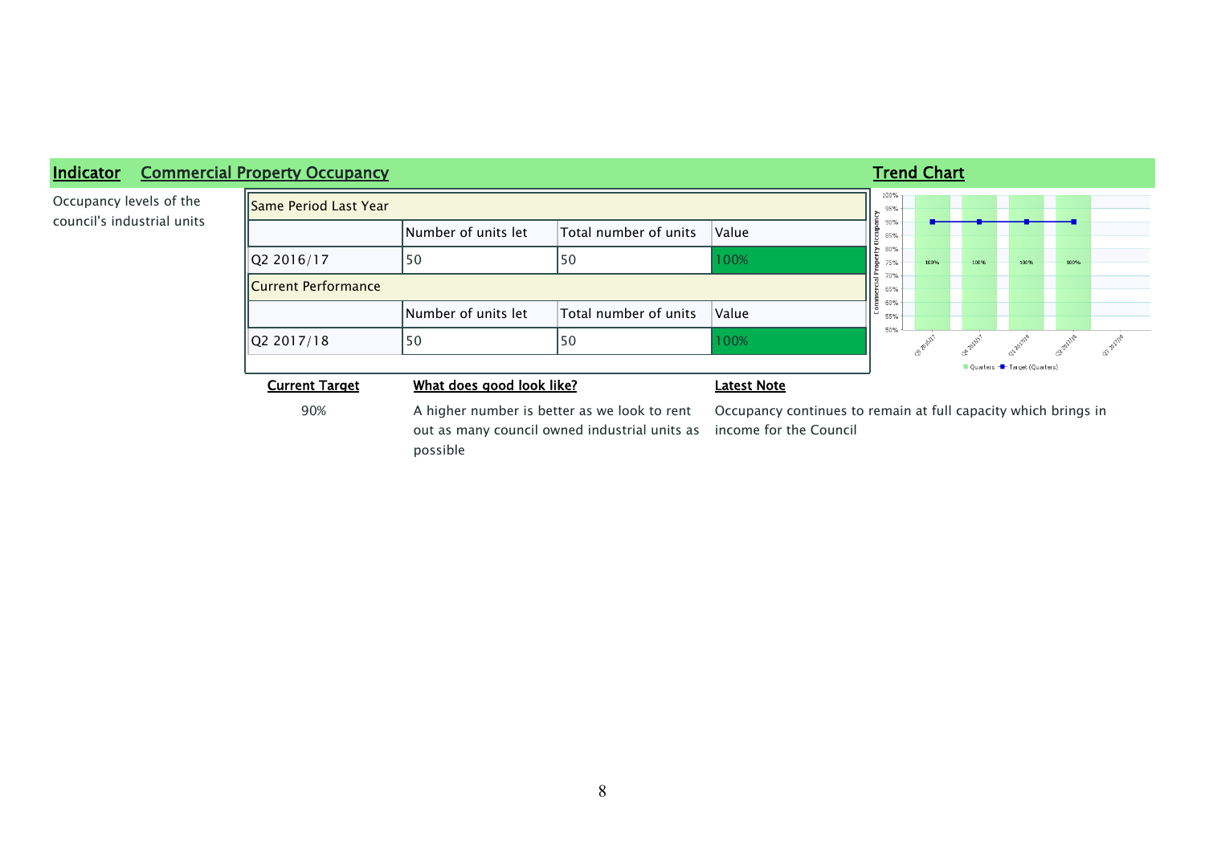**Indicator** **Commercial Property Occupancy**

Occupancy levels of the council's industrial units

| Same Period Last Year | | | |
|---|---|---|---|
| | Number of units let | Total number of units | Value |
| Q2 2016/17 | 50 | 50 | 100% |
| **Current Performance** | | | |
| | Number of units let | Total number of units | Value |
| Q2 2017/18 | 50 | 50 | 100% |

**Trend Chart**

**Current Target**

90%

**What does good look like?**

A higher number is better as we look to rent out as many council owned industrial units as possible

**Latest Note**

Occupancy continues to remain at full capacity which brings in income for the Council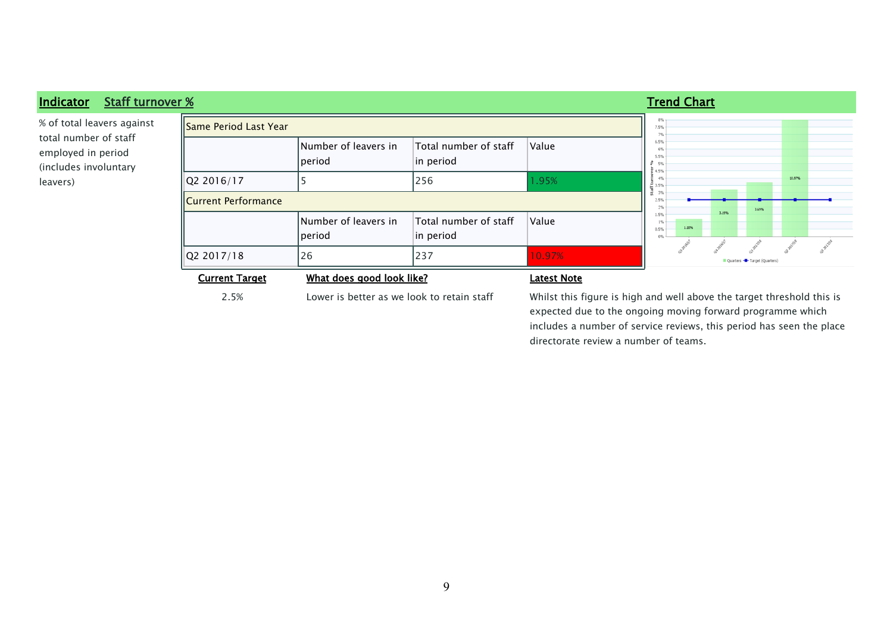## Indicator Staff turnover %

% of total leavers against total number of staff employed in period (includes involuntary leavers)

| Same Period Last Year | | | |
|---|---|---|---|
| | Number of leavers in period | Total number of staff in period | Value |
| Q2 2016/17 | 5 | 256 | 1.95% |
| **Current Performance** | | | |
| | Number of leavers in period | Total number of staff in period | Value |
| Q2 2017/18 | 26 | 237 | 10.97% |

**Trend Chart**

**Current Target**

2.5%

**What does good look like?**

Lower is better as we look to retain staff

**Latest Note**

Whilst this figure is high and well above the target threshold this is expected due to the ongoing moving forward programme which includes a number of service reviews, this period has seen the place directorate review a number of teams.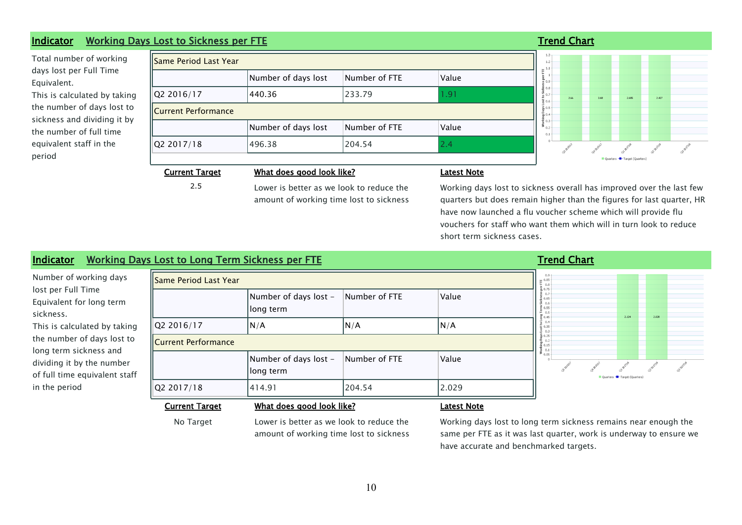## Indicator: Working Days Lost to Sickness per FTE

Total number of working days lost per Full Time Equivalent.
This is calculated by taking the number of days lost to sickness and dividing it by the number of full time equivalent staff in the period

| Same Period Last Year | | | |
|---|---|---|---|
| | Number of days lost | Number of FTE | Value |
| Q2 2016/17 | 440.36 | 233.79 | 1.91 |
| **Current Performance** | | | |
| | Number of days lost | Number of FTE | Value |
| Q2 2017/18 | 496.38 | 204.54 | 2.4 |

**Trend Chart**

**Current Target**

2.5

**What does good look like?**

Lower is better as we look to reduce the amount of working time lost to sickness

**Latest Note**

Working days lost to sickness overall has improved over the last few quarters but does remain higher than the figures for last quarter, HR have now launched a flu voucher scheme which will provide flu vouchers for staff who want them which will in turn look to reduce short term sickness cases.

## Indicator: Working Days Lost to Long Term Sickness per FTE

Number of working days lost per Full Time Equivalent for long term sickness.
This is calculated by taking the number of days lost to long term sickness and dividing it by the number of full time equivalent staff in the period

| Same Period Last Year | | | |
|---|---|---|---|
| | Number of days lost – long term | Number of FTE | Value |
| Q2 2016/17 | N/A | N/A | N/A |
| **Current Performance** | | | |
| | Number of days lost – long term | Number of FTE | Value |
| Q2 2017/18 | 414.91 | 204.54 | 2.029 |

**Trend Chart**

**Current Target**

No Target

**What does good look like?**

Lower is better as we look to reduce the amount of working time lost to sickness

**Latest Note**

Working days lost to long term sickness remains near enough the same per FTE as it was last quarter, work is underway to ensure we have accurate and benchmarked targets.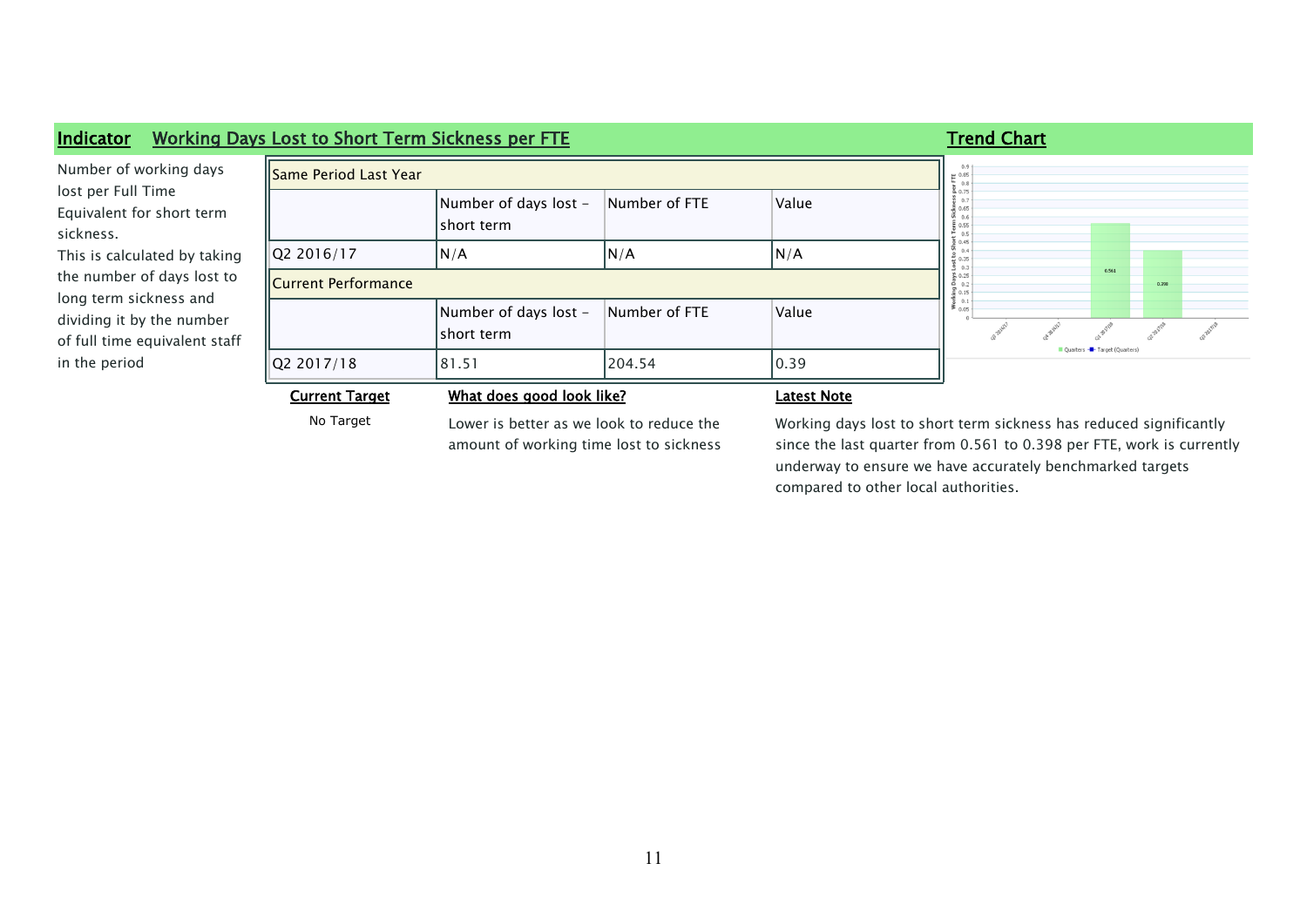## Indicator   Working Days Lost to Short Term Sickness per FTE

Number of working days lost per Full Time Equivalent for short term sickness.
This is calculated by taking the number of days lost to long term sickness and dividing it by the number of full time equivalent staff in the period

| Same Period Last Year | | | |
|---|---|---|---|
| | Number of days lost – short term | Number of FTE | Value |
| Q2 2016/17 | N/A | N/A | N/A |
| **Current Performance** | | | |
| | Number of days lost – short term | Number of FTE | Value |
| Q2 2017/18 | 81.51 | 204.54 | 0.39 |

**Trend Chart**

**Current Target**

No Target

**What does good look like?**

Lower is better as we look to reduce the amount of working time lost to sickness

**Latest Note**

Working days lost to short term sickness has reduced significantly since the last quarter from 0.561 to 0.398 per FTE, work is currently underway to ensure we have accurately benchmarked targets compared to other local authorities.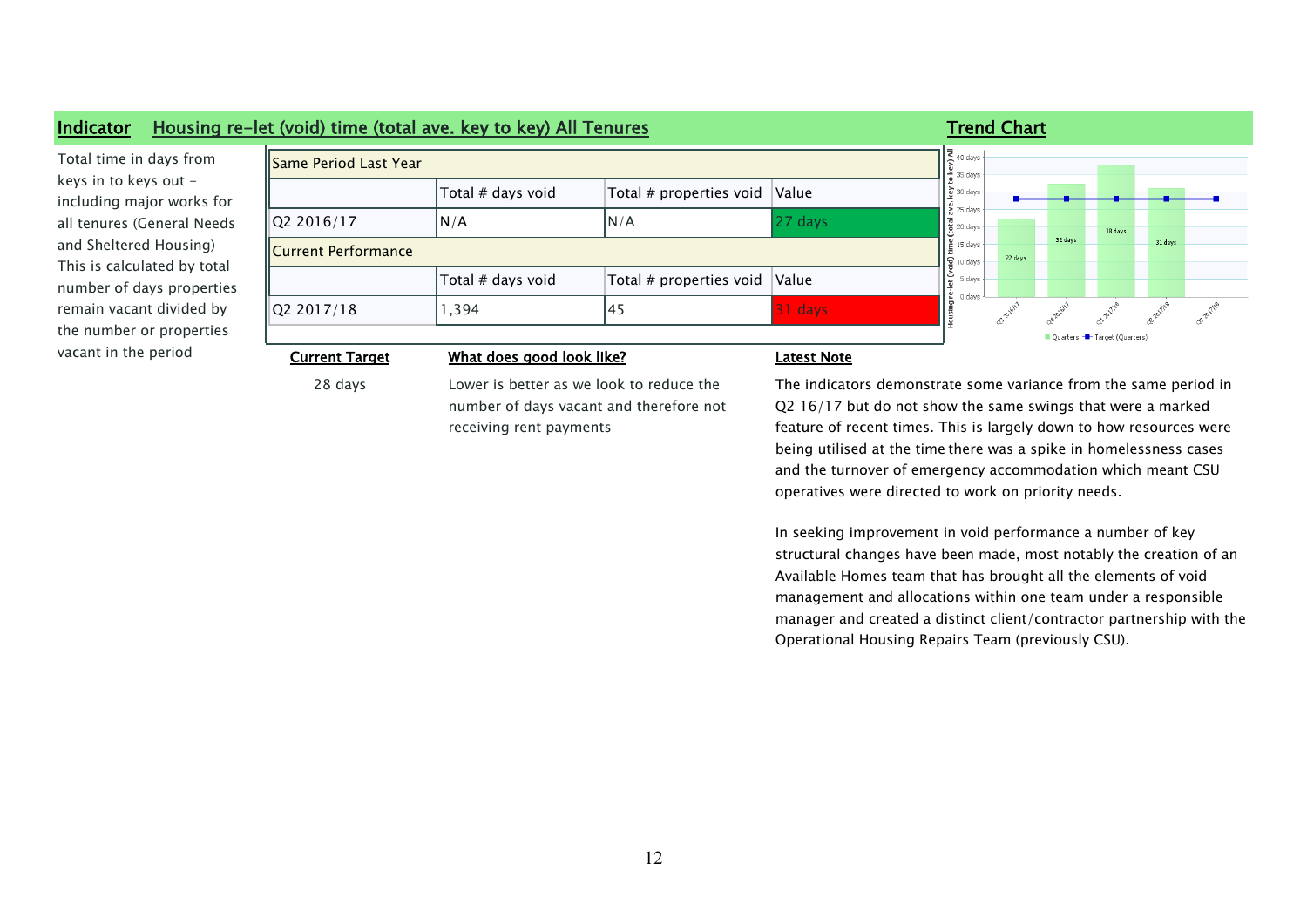## Indicator — Housing re-let (void) time (total ave. key to key) All Tenures

Total time in days from keys in to keys out – including major works for all tenures (General Needs and Sheltered Housing) This is calculated by total number of days properties remain vacant divided by the number or properties vacant in the period

| Same Period Last Year | | | |
|---|---|---|---|
| | Total # days void | Total # properties void | Value |
| Q2 2016/17 | N/A | N/A | 27 days |
| **Current Performance** | | | |
| | Total # days void | Total # properties void | Value |
| Q2 2017/18 | 1,394 | 45 | 31 days |

**Trend Chart**

**Current Target**

28 days

**What does good look like?**

Lower is better as we look to reduce the number of days vacant and therefore not receiving rent payments

**Latest Note**

The indicators demonstrate some variance from the same period in Q2 16/17 but do not show the same swings that were a marked feature of recent times. This is largely down to how resources were being utilised at the time there was a spike in homelessness cases and the turnover of emergency accommodation which meant CSU operatives were directed to work on priority needs.

In seeking improvement in void performance a number of key structural changes have been made, most notably the creation of an Available Homes team that has brought all the elements of void management and allocations within one team under a responsible manager and created a distinct client/contractor partnership with the Operational Housing Repairs Team (previously CSU).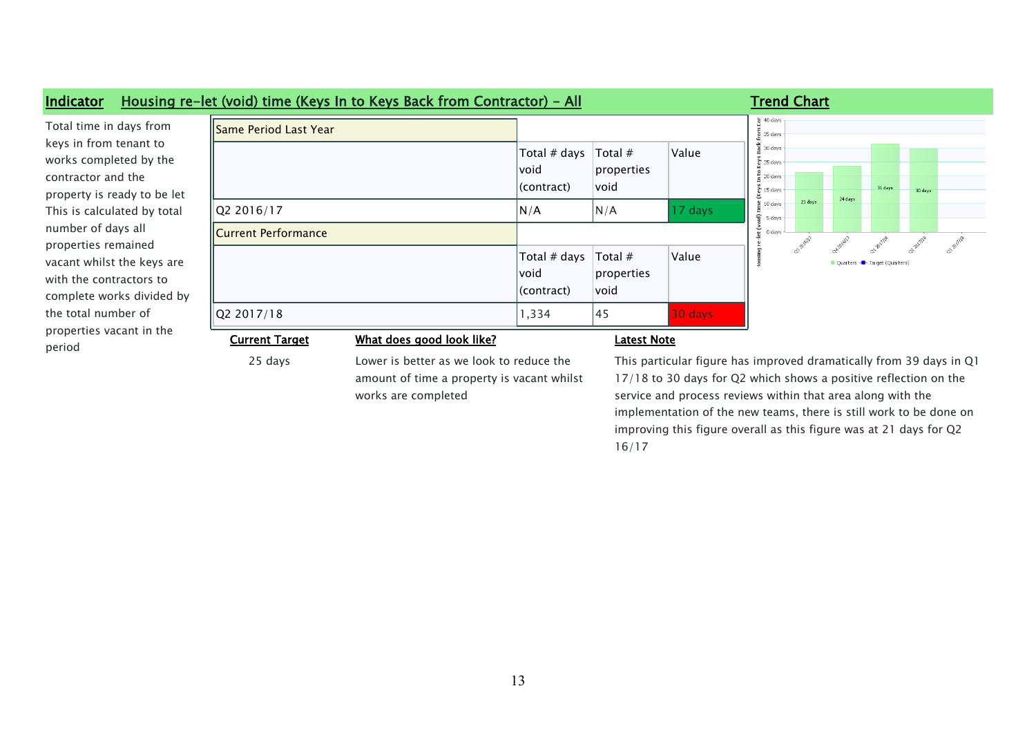**Indicator** **Housing re-let (void) time (Keys In to Keys Back from Contractor) - All**

Total time in days from keys in from tenant to works completed by the contractor and the property is ready to be let This is calculated by total number of days all properties remained vacant whilst the keys are with the contractors to complete works divided by the total number of properties vacant in the period

| Same Period Last Year | | | |
|---|---|---|---|
| | Total # days void (contract) | Total # properties void | Value |
| Q2 2016/17 | N/A | N/A | 17 days |
| **Current Performance** | | | |
| | Total # days void (contract) | Total # properties void | Value |
| Q2 2017/18 | 1,334 | 45 | 30 days |

**Trend Chart**

| Quarter | Value |
|---|---|
| Q3 2016/17 | 21 days |
| Q4 2016/17 | 24 days |
| Q1 2017/18 | 31 days |
| Q2 2017/18 | 30 days |
| Q3 2017/18 | |

**Current Target**

25 days

**What does good look like?**

Lower is better as we look to reduce the amount of time a property is vacant whilst works are completed

**Latest Note**

This particular figure has improved dramatically from 39 days in Q1 17/18 to 30 days for Q2 which shows a positive reflection on the service and process reviews within that area along with the implementation of the new teams, there is still work to be done on improving this figure overall as this figure was at 21 days for Q2 16/17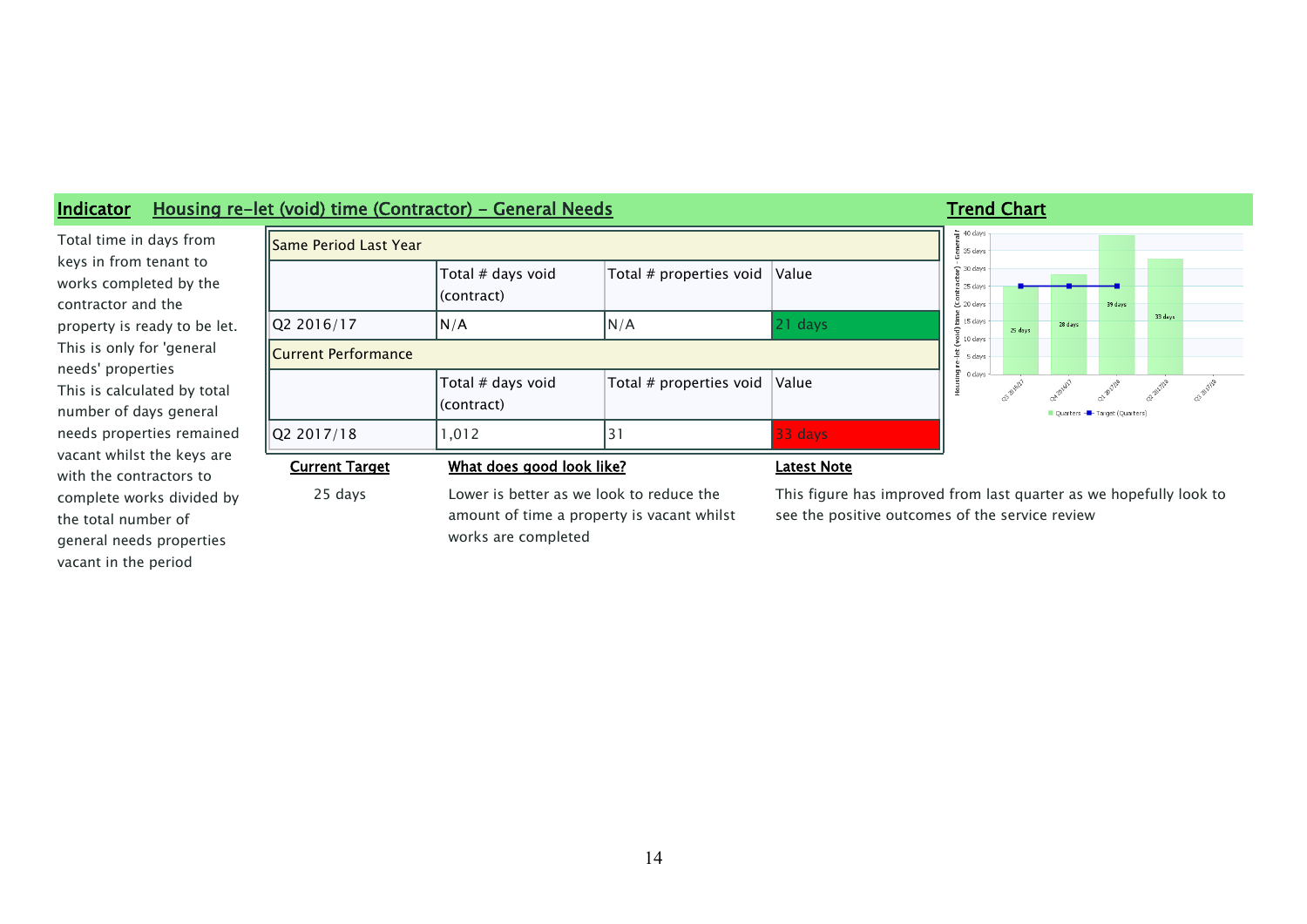**Indicator** **Housing re-let (void) time (Contractor) - General Needs**

**Trend Chart**

Total time in days from keys in from tenant to works completed by the contractor and the property is ready to be let. This is only for 'general needs' properties

This is calculated by total number of days general needs properties remained vacant whilst the keys are with the contractors to complete works divided by the total number of general needs properties vacant in the period

| Same Period Last Year | | | |
|---|---|---|---|
| | Total # days void (contract) | Total # properties void | Value |
| Q2 2016/17 | N/A | N/A | 21 days |
| **Current Performance** | | | |
| | Total # days void (contract) | Total # properties void | Value |
| Q2 2017/18 | 1,012 | 31 | 33 days |

**Current Target**

25 days

**What does good look like?**

Lower is better as we look to reduce the amount of time a property is vacant whilst works are completed

**Latest Note**

This figure has improved from last quarter as we hopefully look to see the positive outcomes of the service review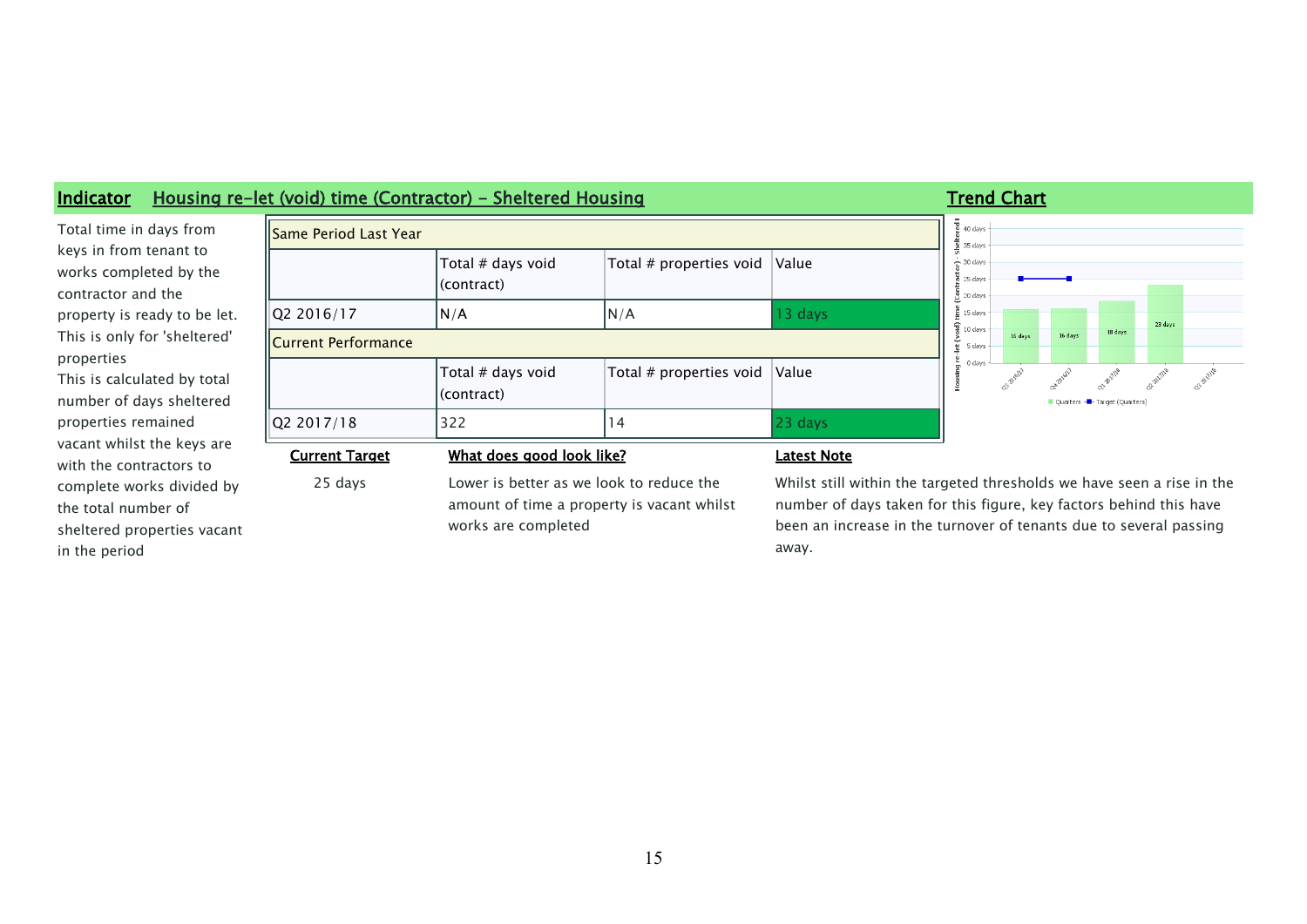**Indicator** **Housing re-let (void) time (Contractor) - Sheltered Housing**

Total time in days from keys in from tenant to works completed by the contractor and the property is ready to be let. This is only for 'sheltered' properties

This is calculated by total number of days sheltered properties remained vacant whilst the keys are with the contractors to complete works divided by the total number of sheltered properties vacant in the period

| Same Period Last Year | | | |
|---|---|---|---|
| | Total # days void (contract) | Total # properties void | Value |
| Q2 2016/17 | N/A | N/A | 13 days |
| **Current Performance** | | | |
| | Total # days void (contract) | Total # properties void | Value |
| Q2 2017/18 | 322 | 14 | 23 days |

**Current Target**

25 days

**What does good look like?**

Lower is better as we look to reduce the amount of time a property is vacant whilst works are completed

**Latest Note**

Whilst still within the targeted thresholds we have seen a rise in the number of days taken for this figure, key factors behind this have been an increase in the turnover of tenants due to several passing away.

**Trend Chart**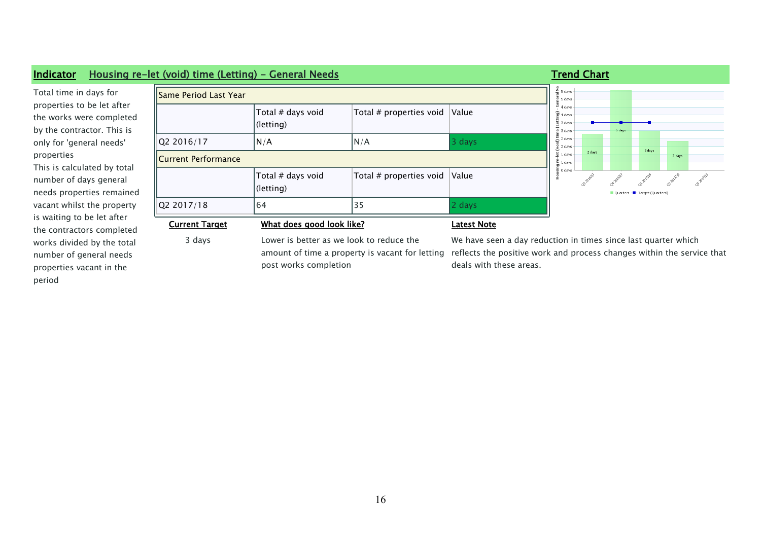## Indicator — Housing re-let (void) time (Letting) - General Needs

Total time in days for properties to be let after the works were completed by the contractor. This is only for 'general needs' properties

This is calculated by total number of days general needs properties remained vacant whilst the property is waiting to be let after the contractors completed works divided by the total number of general needs properties vacant in the period

| Same Period Last Year | | | |
|---|---|---|---|
| | Total # days void (letting) | Total # properties void | Value |
| Q2 2016/17 | N/A | N/A | 3 days |
| **Current Performance** | | | |
| | Total # days void (letting) | Total # properties void | Value |
| Q2 2017/18 | 64 | 35 | 2 days |

**Current Target**

3 days

**What does good look like?**

Lower is better as we look to reduce the amount of time a property is vacant for letting post works completion

**Latest Note**

We have seen a day reduction in times since last quarter which reflects the positive work and process changes within the service that deals with these areas.

### Trend Chart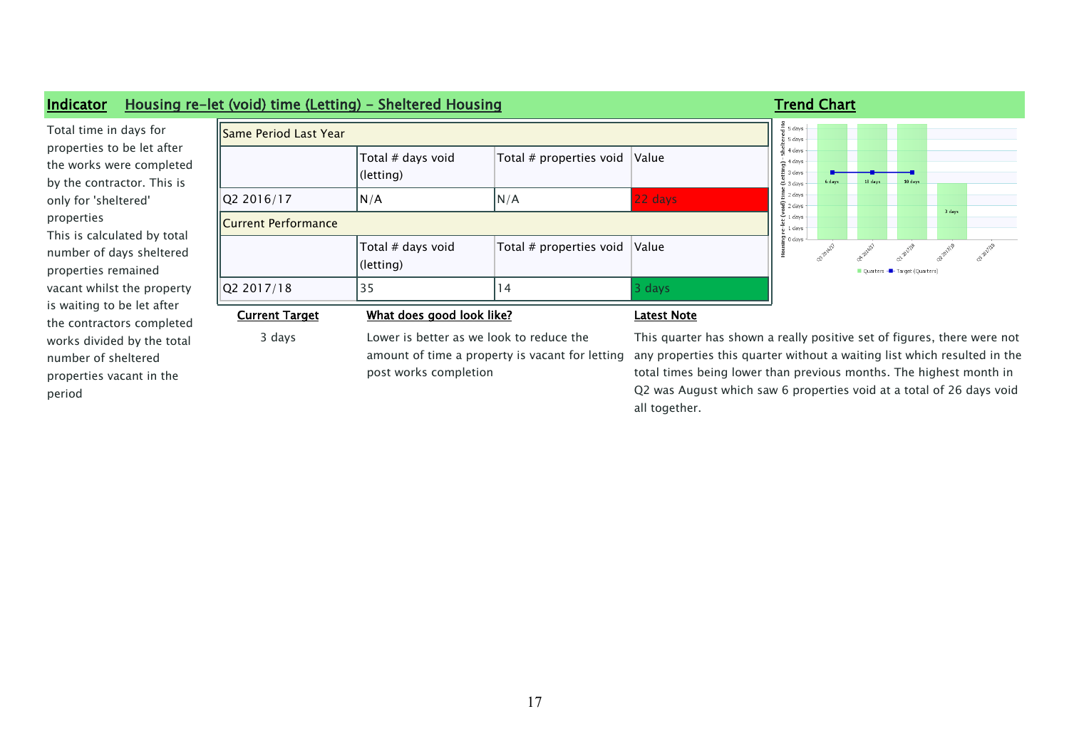**Indicator** **Housing re-let (void) time (Letting) - Sheltered Housing**

**Trend Chart**

Total time in days for properties to be let after the works were completed by the contractor. This is only for 'sheltered' properties

This is calculated by total number of days sheltered properties remained vacant whilst the property is waiting to be let after the contractors completed works divided by the total number of sheltered properties vacant in the period

| Same Period Last Year | | | |
|---|---|---|---|
| | Total # days void (letting) | Total # properties void | Value |
| Q2 2016/17 | N/A | N/A | 22 days |
| **Current Performance** | | | |
| | Total # days void (letting) | Total # properties void | Value |
| Q2 2017/18 | 35 | 14 | 3 days |

**Current Target**

3 days

**What does good look like?**

Lower is better as we look to reduce the amount of time a property is vacant for letting post works completion

**Latest Note**

This quarter has shown a really positive set of figures, there were not any properties this quarter without a waiting list which resulted in the total times being lower than previous months. The highest month in Q2 was August which saw 6 properties void at a total of 26 days void all together.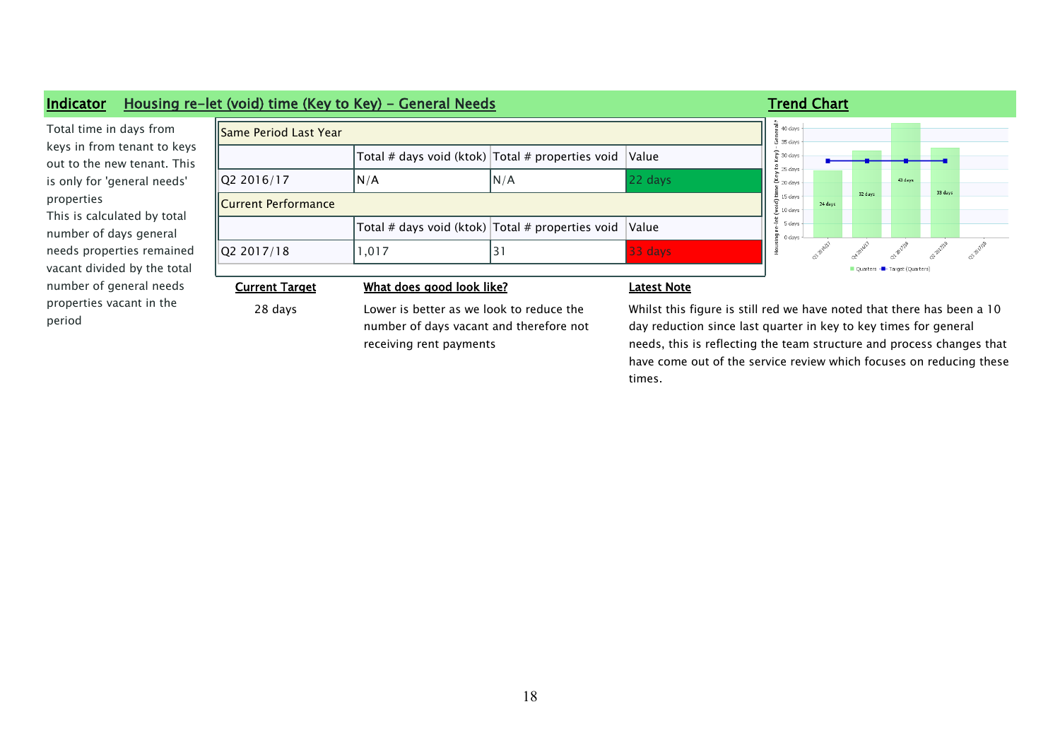## Indicator Housing re-let (void) time (Key to Key) - General Needs

Total time in days from keys in from tenant to keys out to the new tenant. This is only for 'general needs' properties

This is calculated by total number of days general needs properties remained vacant divided by the total number of general needs properties vacant in the period

| Same Period Last Year | | | |
|---|---|---|---|
| | Total # days void (ktok) | Total # properties void | Value |
| Q2 2016/17 | N/A | N/A | 22 days |
| **Current Performance** | | | |
| | Total # days void (ktok) | Total # properties void | Value |
| Q2 2017/18 | 1,017 | 31 | 33 days |

### Trend Chart

Housing re-let (void) time (Key to Key) - General*

| Quarter | Value | Target |
|---|---|---|
| Q3 2016/17 | 24 days | 28 days |
| Q4 2016/17 | 32 days | 28 days |
| Q1 2017/18 | 43 days | 28 days |
| Q2 2017/18 | 33 days | 28 days |
| Q3 2017/18 | | |

Quarters — Target (Quarters)

**Current Target**

28 days

**What does good look like?**

Lower is better as we look to reduce the number of days vacant and therefore not receiving rent payments

**Latest Note**

Whilst this figure is still red we have noted that there has been a 10 day reduction since last quarter in key to key times for general needs, this is reflecting the team structure and process changes that have come out of the service review which focuses on reducing these times.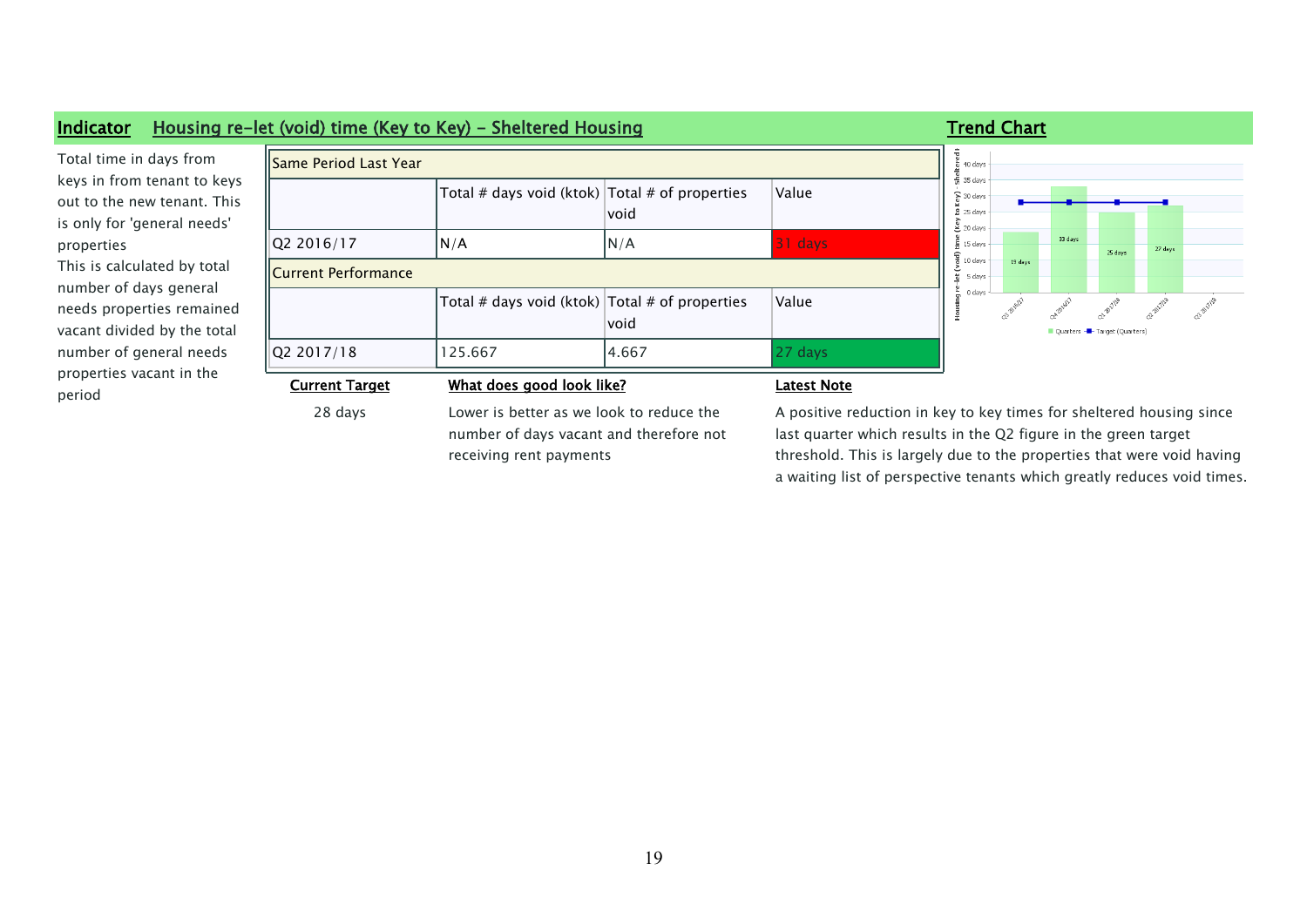## Indicator: Housing re-let (void) time (Key to Key) - Sheltered Housing

Total time in days from keys in from tenant to keys out to the new tenant. This is only for 'general needs' properties
This is calculated by total number of days general needs properties remained vacant divided by the total number of general needs properties vacant in the period

| Same Period Last Year | | | |
|---|---|---|---|
| | Total # days void (ktok) | Total # of properties void | Value |
| Q2 2016/17 | N/A | N/A | 31 days |
| **Current Performance** | | | |
| | Total # days void (ktok) | Total # of properties void | Value |
| Q2 2017/18 | 125.667 | 4.667 | 27 days |

**Current Target**

28 days

**What does good look like?**

Lower is better as we look to reduce the number of days vacant and therefore not receiving rent payments

**Latest Note**

A positive reduction in key to key times for sheltered housing since last quarter which results in the Q2 figure in the green target threshold. This is largely due to the properties that were void having a waiting list of perspective tenants which greatly reduces void times.

**Trend Chart**

Housing re-let (void) time (Key to Key) - Sheltered Housing

| | Q3 2016/17 | Q4 2016/17 | Q1 2017/18 | Q2 2017/18 | Q3 2017/18 |
|---|---|---|---|---|---|
| Quarters | 19 days | 33 days | 25 days | 27 days | |
| Target (Quarters) | 28 days | 28 days | 28 days | 28 days | |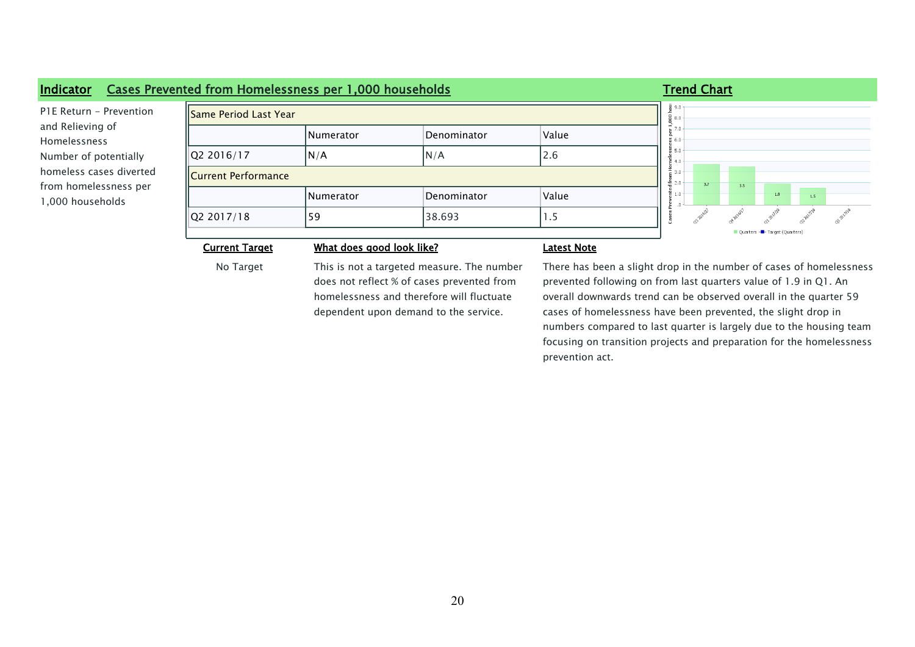**Indicator** **Cases Prevented from Homelessness per 1,000 households** **Trend Chart**

P1E Return - Prevention and Relieving of Homelessness Number of potentially homeless cases diverted from homelessness per 1,000 households

| Same Period Last Year | | | |
|---|---|---|---|
| | Numerator | Denominator | Value |
| Q2 2016/17 | N/A | N/A | 2.6 |
| **Current Performance** | | | |
| | Numerator | Denominator | Value |
| Q2 2017/18 | 59 | 38.693 | 1.5 |

**Current Target**

No Target

**What does good look like?**

This is not a targeted measure. The number does not reflect % of cases prevented from homelessness and therefore will fluctuate dependent upon demand to the service.

**Latest Note**

There has been a slight drop in the number of cases of homelessness prevented following on from last quarters value of 1.9 in Q1. An overall downwards trend can be observed overall in the quarter 59 cases of homelessness have been prevented, the slight drop in numbers compared to last quarter is largely due to the housing team focusing on transition projects and preparation for the homelessness prevention act.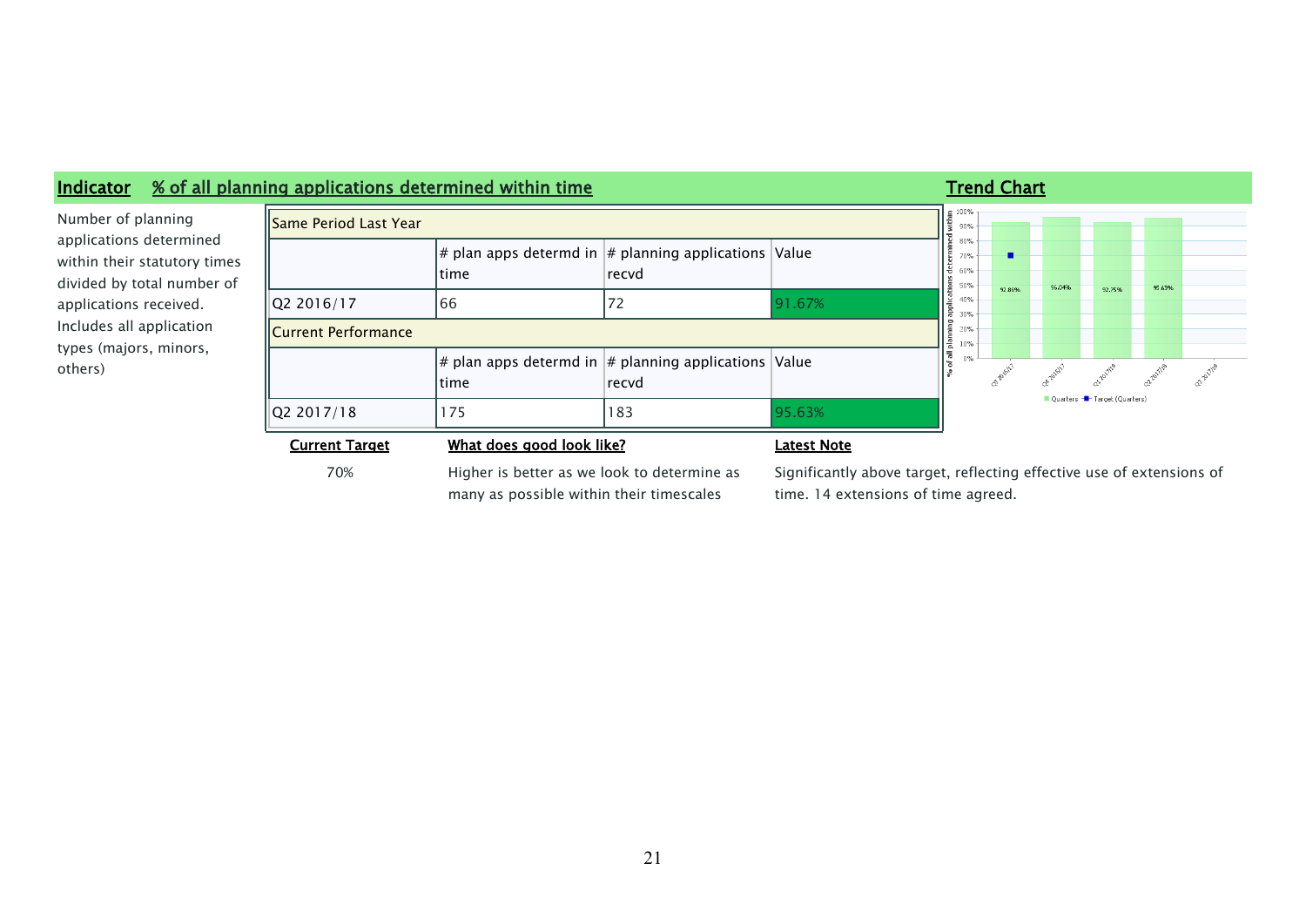**Indicator** **% of all planning applications determined within time**

Number of planning applications determined within their statutory times divided by total number of applications received. Includes all application types (majors, minors, others)

| Same Period Last Year | | | |
|---|---|---|---|
| | # plan apps determd in time | # planning applications recvd | Value |
| Q2 2016/17 | 66 | 72 | 91.67% |
| **Current Performance** | | | |
| | # plan apps determd in time | # planning applications recvd | Value |
| Q2 2017/18 | 175 | 183 | 95.63% |

**Trend Chart**

**Current Target**

70%

**What does good look like?**

Higher is better as we look to determine as many as possible within their timescales

**Latest Note**

Significantly above target, reflecting effective use of extensions of time. 14 extensions of time agreed.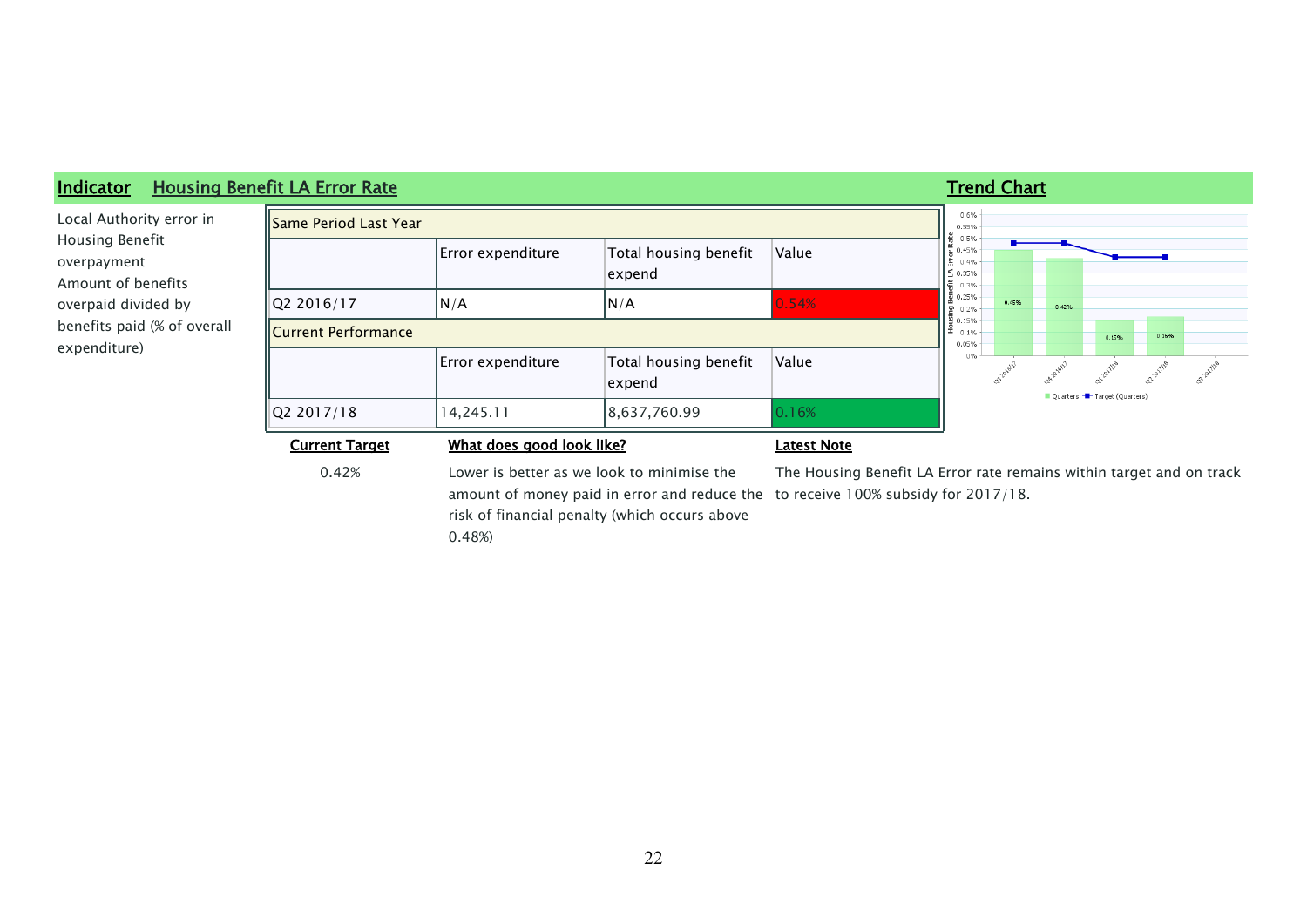**Indicator** **Housing Benefit LA Error Rate**

Local Authority error in Housing Benefit overpayment Amount of benefits overpaid divided by benefits paid (% of overall expenditure)

| Same Period Last Year | | | |
|---|---|---|---|
| | Error expenditure | Total housing benefit expend | Value |
| Q2 2016/17 | N/A | N/A | 0.54% |
| **Current Performance** | | | |
| | Error expenditure | Total housing benefit expend | Value |
| Q2 2017/18 | 14,245.11 | 8,637,760.99 | 0.16% |

**Trend Chart**

**Current Target**

0.42%

**What does good look like?**

Lower is better as we look to minimise the amount of money paid in error and reduce the risk of financial penalty (which occurs above 0.48%)

**Latest Note**

The Housing Benefit LA Error rate remains within target and on track to receive 100% subsidy for 2017/18.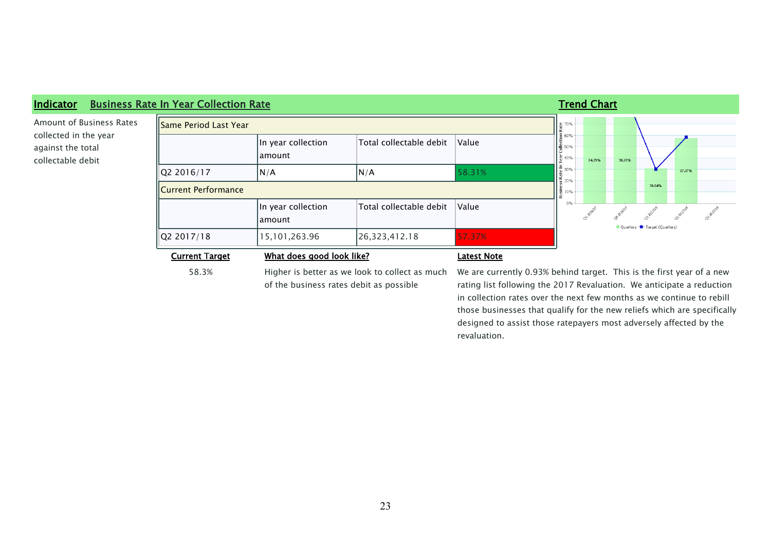## Indicator — Business Rate In Year Collection Rate

Amount of Business Rates collected in the year against the total collectable debit

| Same Period Last Year | | | |
|---|---|---|---|
| | In year collection amount | Total collectable debit | Value |
| Q2 2016/17 | N/A | N/A | 58.31% |
| **Current Performance** | | | |
| | In year collection amount | Total collectable debit | Value |
| Q2 2017/18 | 15,101,263.96 | 26,323,412.18 | 57.37% |

## Trend Chart

| Quarter | Business Rate In Year Collection Rate |
|---|---|
| Q3 2016/17 | 84.39% |
| Q4 2016/17 | 98.05% |
| Q1 2017/18 | 30.64% |
| Q2 2017/18 | 57.37% |
| Q3 2017/18 | |

Quarters — Target (Quarters)

**Current Target**

58.3%

**What does good look like?**

Higher is better as we look to collect as much of the business rates debit as possible

**Latest Note**

We are currently 0.93% behind target. This is the first year of a new rating list following the 2017 Revaluation. We anticipate a reduction in collection rates over the next few months as we continue to rebill those businesses that qualify for the new reliefs which are specifically designed to assist those ratepayers most adversely affected by the revaluation.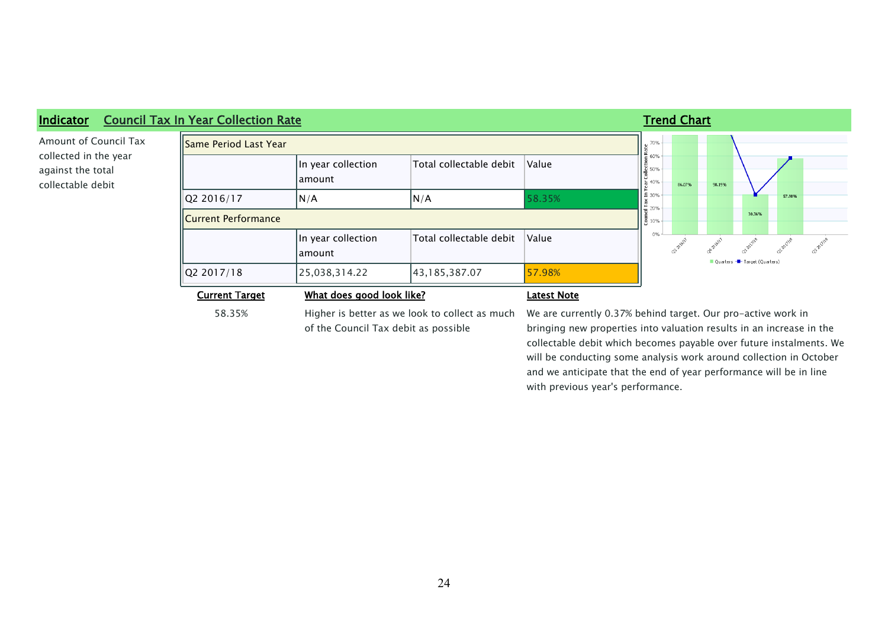**Indicator** **Council Tax In Year Collection Rate**

Amount of Council Tax collected in the year against the total collectable debit

| Same Period Last Year | | | |
|---|---|---|---|
| | In year collection amount | Total collectable debit | Value |
| Q2 2016/17 | N/A | N/A | 58.35% |
| **Current Performance** | | | |
| | In year collection amount | Total collectable debit | Value |
| Q2 2017/18 | 25,038,314.22 | 43,185,387.07 | 57.98% |

**Trend Chart**

**Current Target**

58.35%

**What does good look like?**

Higher is better as we look to collect as much of the Council Tax debit as possible

**Latest Note**

We are currently 0.37% behind target. Our pro-active work in bringing new properties into valuation results in an increase in the collectable debit which becomes payable over future instalments. We will be conducting some analysis work around collection in October and we anticipate that the end of year performance will be in line with previous year's performance.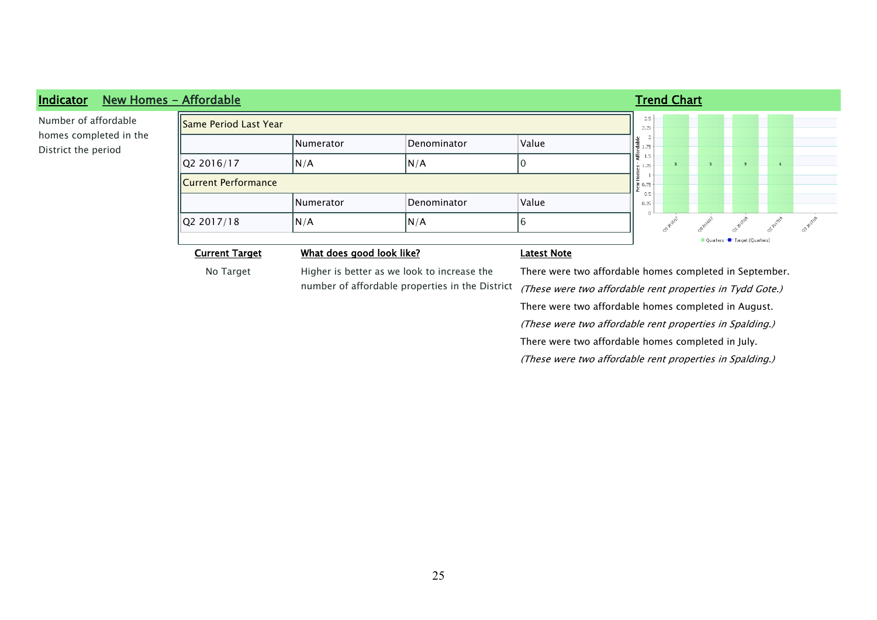## Indicator New Homes - Affordable

Number of affordable homes completed in the District the period

| | | | |
|---|---|---|---|
| Same Period Last Year | | | |
| | Numerator | Denominator | Value |
| Q2 2016/17 | N/A | N/A | 0 |
| Current Performance | | | |
| | Numerator | Denominator | Value |
| Q2 2017/18 | N/A | N/A | 6 |

### Trend Chart

2.5
2.25
2
1.75
1.5
1.25
1
0.75
0.5
0.25
0

New Homes - Affordable

Q3 2016/17
Q4 2016/17
Q1 2017/18
Q2 2017/18
Q3 2017/18

Quarters Target (Quarters)

**Current Target**

No Target

**What does good look like?**

Higher is better as we look to increase the number of affordable properties in the District

**Latest Note**

There were two affordable homes completed in September.

*(These were two affordable rent properties in Tydd Gote.)*

There were two affordable homes completed in August.

*(These were two affordable rent properties in Spalding.)*

There were two affordable homes completed in July.

*(These were two affordable rent properties in Spalding.)*